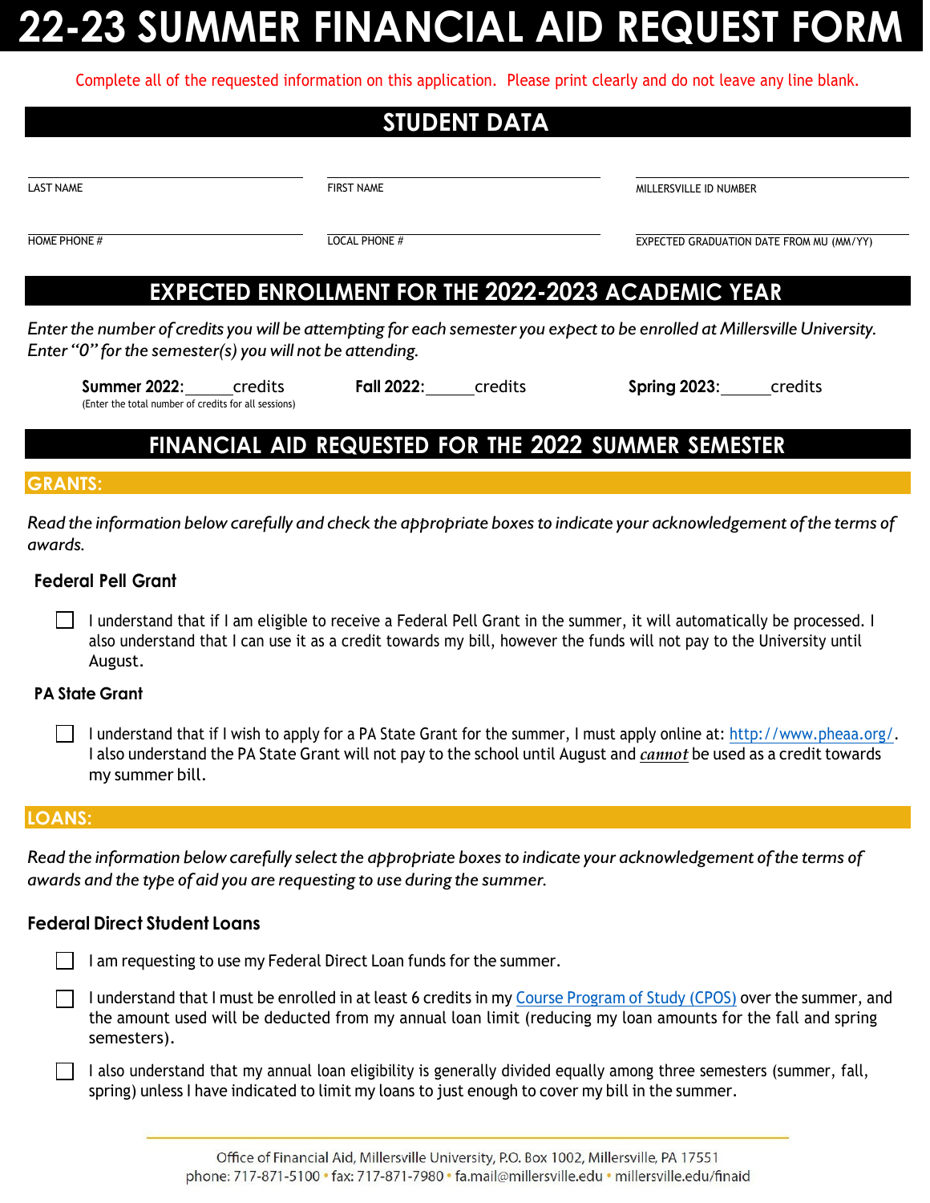# 22-23 SUMMER FINANCIAL AID REQUEST FORM

Complete all of the requested information on this application. Please print clearly and do not leave any line blank.

## STUDENT DATA

LAST NAME ____________________

FIRST NAME ____________________

MILLERSVILLE ID NUMBER ____________________

HOME PHONE # ____________________

LOCAL PHONE # ____________________

EXPECTED GRADUATION DATE FROM MU (MM/YY) ____________________

## EXPECTED ENROLLMENT FOR THE 2022-2023 ACADEMIC YEAR

*Enter the number of credits you will be attempting for each semester you expect to be enrolled at Millersville University. Enter "0" for the semester(s) you will not be attending.*

**Summer 2022:**______credits
(Enter the total number of credits for all sessions)

**Fall 2022:**______credits

**Spring 2023:**______credits

## FINANCIAL AID REQUESTED FOR THE 2022 SUMMER SEMESTER

### GRANTS:

*Read the information below carefully and check the appropriate boxes to indicate your acknowledgement of the terms of awards.*

**Federal Pell Grant**

- ☐ I understand that if I am eligible to receive a Federal Pell Grant in the summer, it will automatically be processed. I also understand that I can use it as a credit towards my bill, however the funds will not pay to the University until August.

**PA State Grant**

- ☐ I understand that if I wish to apply for a PA State Grant for the summer, I must apply online at: http://www.pheaa.org/. I also understand the PA State Grant will not pay to the school until August and ***cannot*** be used as a credit towards my summer bill.

### LOANS:

*Read the information below carefully select the appropriate boxes to indicate your acknowledgement of the terms of awards and the type of aid you are requesting to use during the summer.*

**Federal Direct Student Loans**

- ☐ I am requesting to use my Federal Direct Loan funds for the summer.
- ☐ I understand that I must be enrolled in at least 6 credits in my Course Program of Study (CPOS) over the summer, and the amount used will be deducted from my annual loan limit (reducing my loan amounts for the fall and spring semesters).
- ☐ I also understand that my annual loan eligibility is generally divided equally among three semesters (summer, fall, spring) unless I have indicated to limit my loans to just enough to cover my bill in the summer.

Office of Financial Aid, Millersville University, P.O. Box 1002, Millersville, PA 17551
phone: 717-871-5100 • fax: 717-871-7980 • fa.mail@millersville.edu • millersville.edu/finaid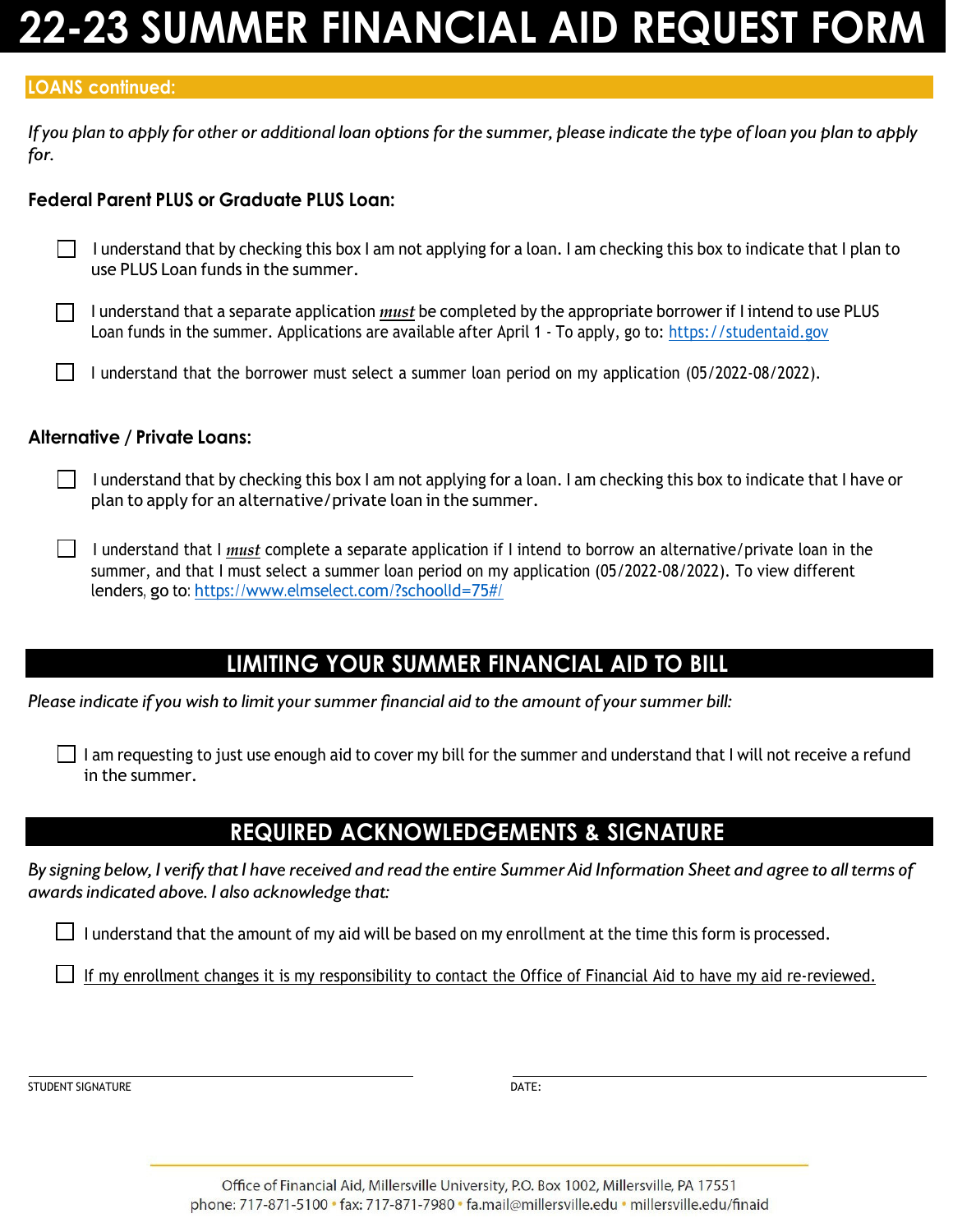# 22-23 SUMMER FINANCIAL AID REQUEST FORM

## LOANS continued:

*If you plan to apply for other or additional loan options for the summer, please indicate the type of loan you plan to apply for.*

### Federal Parent PLUS or Graduate PLUS Loan:

- ☐ I understand that by checking this box I am not applying for a loan. I am checking this box to indicate that I plan to use PLUS Loan funds in the summer.
- ☐ I understand that a separate application ***must*** be completed by the appropriate borrower if I intend to use PLUS Loan funds in the summer. Applications are available after April 1 - To apply, go to: https://studentaid.gov
- ☐ I understand that the borrower must select a summer loan period on my application (05/2022-08/2022).

### Alternative / Private Loans:

- ☐ I understand that by checking this box I am not applying for a loan. I am checking this box to indicate that I have or plan to apply for an alternative/private loan in the summer.
- ☐ I understand that I ***must*** complete a separate application if I intend to borrow an alternative/private loan in the summer, and that I must select a summer loan period on my application (05/2022-08/2022). To view different lenders, go to: https://www.elmselect.com/?schoolId=75#/

## LIMITING YOUR SUMMER FINANCIAL AID TO BILL

*Please indicate if you wish to limit your summer financial aid to the amount of your summer bill:*

- ☐ I am requesting to just use enough aid to cover my bill for the summer and understand that I will not receive a refund in the summer.

## REQUIRED ACKNOWLEDGEMENTS & SIGNATURE

*By signing below, I verify that I have received and read the entire Summer Aid Information Sheet and agree to all terms of awards indicated above. I also acknowledge that:*

- ☐ I understand that the amount of my aid will be based on my enrollment at the time this form is processed.
- ☐ If my enrollment changes it is my responsibility to contact the Office of Financial Aid to have my aid re-reviewed.

STUDENT SIGNATURE ______________________ DATE: ______________________

Office of Financial Aid, Millersville University, P.O. Box 1002, Millersville, PA 17551
phone: 717-871-5100 • fax: 717-871-7980 • fa.mail@millersville.edu • millersville.edu/finaid